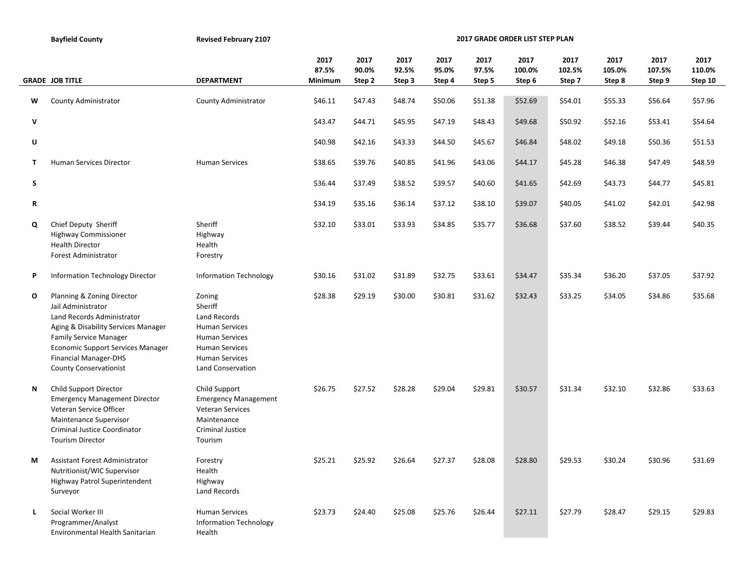**Bayfield County** **Revised February 2107** **2017 GRADE ORDER LIST STEP PLAN**

| GRADE | JOB TITLE | DEPARTMENT | 2017 87.5% Minimum | 2017 90.0% Step 2 | 2017 92.5% Step 3 | 2017 95.0% Step 4 | 2017 97.5% Step 5 | 2017 100.0% Step 6 | 2017 102.5% Step 7 | 2017 105.0% Step 8 | 2017 107.5% Step 9 | 2017 110.0% Step 10 |
|---|---|---|---|---|---|---|---|---|---|---|---|---|
| W | County Administrator | County Administrator | $46.11 | $47.43 | $48.74 | $50.06 | $51.38 | $52.69 | $54.01 | $55.33 | $56.64 | $57.96 |
| V | | | $43.47 | $44.71 | $45.95 | $47.19 | $48.43 | $49.68 | $50.92 | $52.16 | $53.41 | $54.64 |
| U | | | $40.98 | $42.16 | $43.33 | $44.50 | $45.67 | $46.84 | $48.02 | $49.18 | $50.36 | $51.53 |
| T | Human Services Director | Human Services | $38.65 | $39.76 | $40.85 | $41.96 | $43.06 | $44.17 | $45.28 | $46.38 | $47.49 | $48.59 |
| S | | | $36.44 | $37.49 | $38.52 | $39.57 | $40.60 | $41.65 | $42.69 | $43.73 | $44.77 | $45.81 |
| R | | | $34.19 | $35.16 | $36.14 | $37.12 | $38.10 | $39.07 | $40.05 | $41.02 | $42.01 | $42.98 |
| Q | Chief Deputy Sheriff | Sheriff | $32.10 | $33.01 | $33.93 | $34.85 | $35.77 | $36.68 | $37.60 | $38.52 | $39.44 | $40.35 |
| | Highway Commissioner | Highway | | | | | | | | | | |
| | Health Director | Health | | | | | | | | | | |
| | Forest Administrator | Forestry | | | | | | | | | | |
| P | Information Technology Director | Information Technology | $30.16 | $31.02 | $31.89 | $32.75 | $33.61 | $34.47 | $35.34 | $36.20 | $37.05 | $37.92 |
| O | Planning & Zoning Director | Zoning | $28.38 | $29.19 | $30.00 | $30.81 | $31.62 | $32.43 | $33.25 | $34.05 | $34.86 | $35.68 |
| | Jail Administrator | Sheriff | | | | | | | | | | |
| | Land Records Administrator | Land Records | | | | | | | | | | |
| | Aging & Disability Services Manager | Human Services | | | | | | | | | | |
| | Family Service Manager | Human Services | | | | | | | | | | |
| | Economic Support Services Manager | Human Services | | | | | | | | | | |
| | Financial Manager-DHS | Human Services | | | | | | | | | | |
| | County Conservationist | Land Conservation | | | | | | | | | | |
| N | Child Support Director | Child Support | $26.75 | $27.52 | $28.28 | $29.04 | $29.81 | $30.57 | $31.34 | $32.10 | $32.86 | $33.63 |
| | Emergency Management Director | Emergency Management | | | | | | | | | | |
| | Veteran Service Officer | Veteran Services | | | | | | | | | | |
| | Maintenance Supervisor | Maintenance | | | | | | | | | | |
| | Criminal Justice Coordinator | Criminal Justice | | | | | | | | | | |
| | Tourism Director | Tourism | | | | | | | | | | |
| M | Assistant Forest Administrator | Forestry | $25.21 | $25.92 | $26.64 | $27.37 | $28.08 | $28.80 | $29.53 | $30.24 | $30.96 | $31.69 |
| | Nutritionist/WIC Supervisor | Health | | | | | | | | | | |
| | Highway Patrol Superintendent | Highway | | | | | | | | | | |
| | Surveyor | Land Records | | | | | | | | | | |
| L | Social Worker III | Human Services | $23.73 | $24.40 | $25.08 | $25.76 | $26.44 | $27.11 | $27.79 | $28.47 | $29.15 | $29.83 |
| | Programmer/Analyst | Information Technology | | | | | | | | | | |
| | Environmental Health Sanitarian | Health | | | | | | | | | | |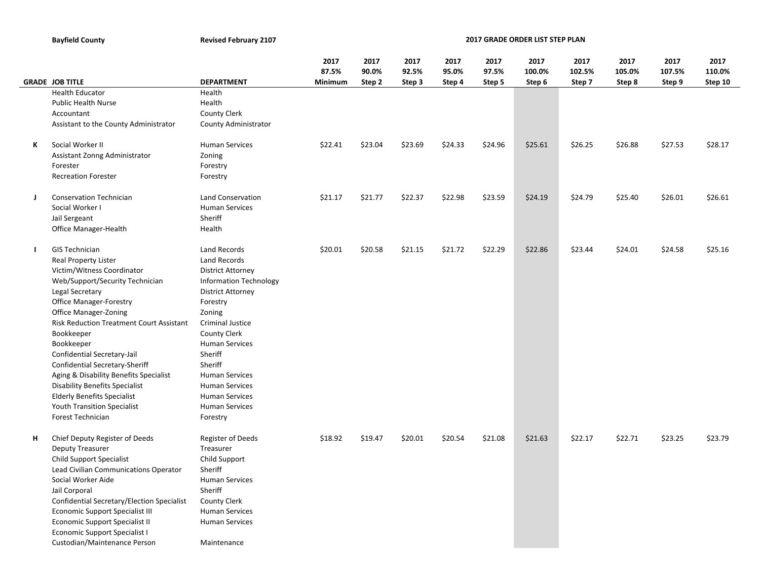Bayfield County | Revised February 2107 | 2017 GRADE ORDER LIST STEP PLAN

| GRADE | JOB TITLE | DEPARTMENT | 2017 87.5% Minimum | 2017 90.0% Step 2 | 2017 92.5% Step 3 | 2017 95.0% Step 4 | 2017 97.5% Step 5 | 2017 100.0% Step 6 | 2017 102.5% Step 7 | 2017 105.0% Step 8 | 2017 107.5% Step 9 | 2017 110.0% Step 10 |
|---|---|---|---|---|---|---|---|---|---|---|---|---|
| | Health Educator | Health | | | | | | | | | | |
| | Public Health Nurse | Health | | | | | | | | | | |
| | Accountant | County Clerk | | | | | | | | | | |
| | Assistant to the County Administrator | County Administrator | | | | | | | | | | |
| K | Social Worker II | Human Services | $22.41 | $23.04 | $23.69 | $24.33 | $24.96 | $25.61 | $26.25 | $26.88 | $27.53 | $28.17 |
| | Assistant Zonng Administrator | Zoning | | | | | | | | | | |
| | Forester | Forestry | | | | | | | | | | |
| | Recreation Forester | Forestry | | | | | | | | | | |
| J | Conservation Technician | Land Conservation | $21.17 | $21.77 | $22.37 | $22.98 | $23.59 | $24.19 | $24.79 | $25.40 | $26.01 | $26.61 |
| | Social Worker I | Human Services | | | | | | | | | | |
| | Jail Sergeant | Sheriff | | | | | | | | | | |
| | Office Manager-Health | Health | | | | | | | | | | |
| I | GIS Technician | Land Records | $20.01 | $20.58 | $21.15 | $21.72 | $22.29 | $22.86 | $23.44 | $24.01 | $24.58 | $25.16 |
| | Real Property Lister | Land Records | | | | | | | | | | |
| | Victim/Witness Coordinator | District Attorney | | | | | | | | | | |
| | Web/Support/Security Technician | Information Technology | | | | | | | | | | |
| | Legal Secretary | District Attorney | | | | | | | | | | |
| | Office Manager-Forestry | Forestry | | | | | | | | | | |
| | Office Manager-Zoning | Zoning | | | | | | | | | | |
| | Risk Reduction Treatment Court Assistant | Criminal Justice | | | | | | | | | | |
| | Bookkeeper | County Clerk | | | | | | | | | | |
| | Bookkeeper | Human Services | | | | | | | | | | |
| | Confidential Secretary-Jail | Sheriff | | | | | | | | | | |
| | Confidential Secretary-Sheriff | Sheriff | | | | | | | | | | |
| | Aging & Disability Benefits Specialist | Human Services | | | | | | | | | | |
| | Disability Benefits Specialist | Human Services | | | | | | | | | | |
| | Elderly Benefits Specialist | Human Services | | | | | | | | | | |
| | Youth Transition Specialist | Human Services | | | | | | | | | | |
| | Forest Technician | Forestry | | | | | | | | | | |
| H | Chief Deputy Register of Deeds | Register of Deeds | $18.92 | $19.47 | $20.01 | $20.54 | $21.08 | $21.63 | $22.17 | $22.71 | $23.25 | $23.79 |
| | Deputy Treasurer | Treasurer | | | | | | | | | | |
| | Child Support Specialist | Child Support | | | | | | | | | | |
| | Lead Civilian Communications Operator | Sheriff | | | | | | | | | | |
| | Social Worker Aide | Human Services | | | | | | | | | | |
| | Jail Corporal | Sheriff | | | | | | | | | | |
| | Confidential Secretary/Election Specialist | County Clerk | | | | | | | | | | |
| | Economic Support Specialist III | Human Services | | | | | | | | | | |
| | Economic Support Specialist II | Human Services | | | | | | | | | | |
| | Economic Support Specialist I | | | | | | | | | | | |
| | Custodian/Maintenance Person | Maintenance | | | | | | | | | | |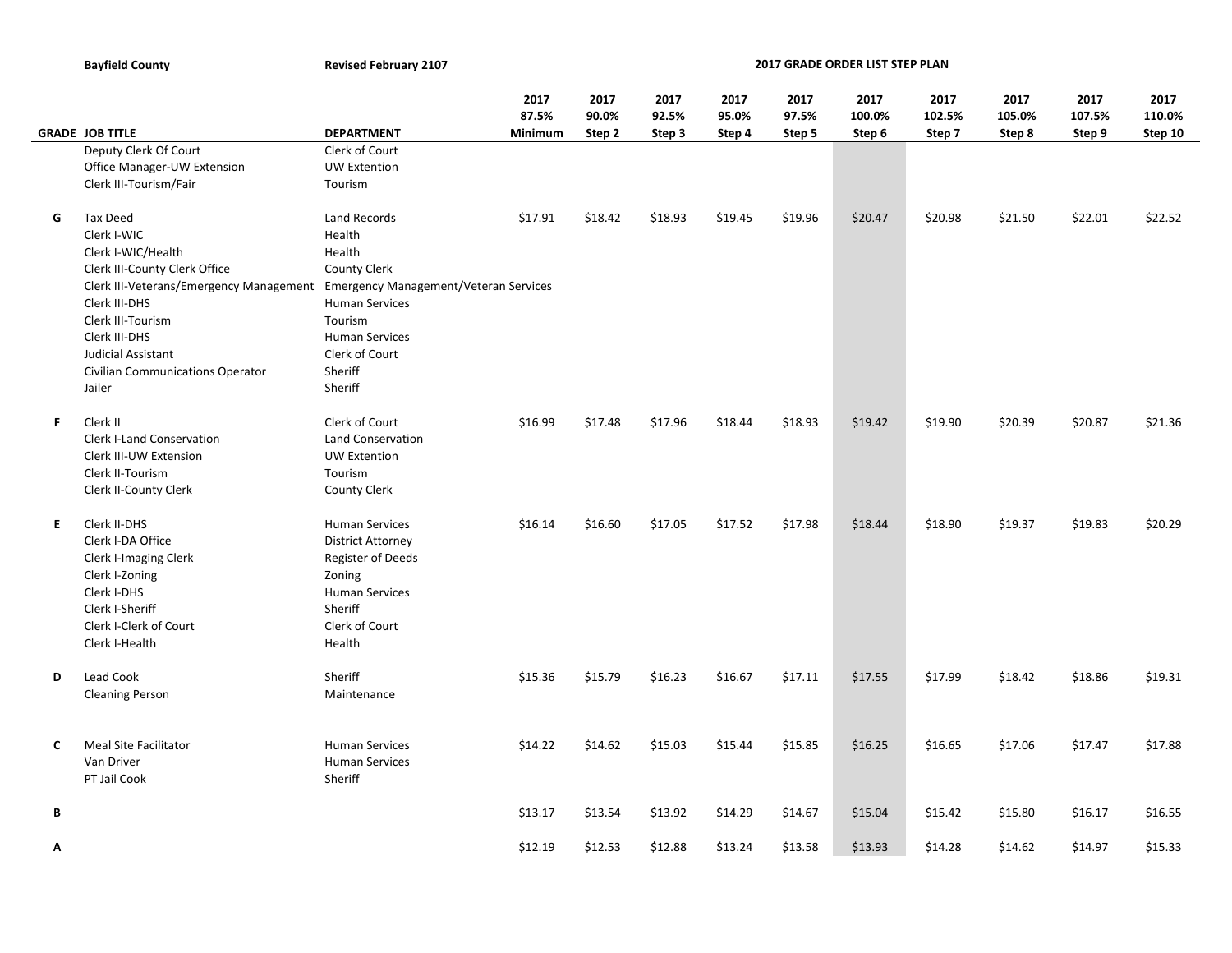**Bayfield County** **Revised February 2107** **2017 GRADE ORDER LIST STEP PLAN**

| GRADE | JOB TITLE | DEPARTMENT | 2017 87.5% Minimum | 2017 90.0% Step 2 | 2017 92.5% Step 3 | 2017 95.0% Step 4 | 2017 97.5% Step 5 | 2017 100.0% Step 6 | 2017 102.5% Step 7 | 2017 105.0% Step 8 | 2017 107.5% Step 9 | 2017 110.0% Step 10 |
|---|---|---|---|---|---|---|---|---|---|---|---|---|
| | Deputy Clerk Of Court | Clerk of Court | | | | | | | | | | |
| | Office Manager-UW Extension | UW Extention | | | | | | | | | | |
| | Clerk III-Tourism/Fair | Tourism | | | | | | | | | | |
| G | Tax Deed | Land Records | $17.91 | $18.42 | $18.93 | $19.45 | $19.96 | $20.47 | $20.98 | $21.50 | $22.01 | $22.52 |
| | Clerk I-WIC | Health | | | | | | | | | | |
| | Clerk I-WIC/Health | Health | | | | | | | | | | |
| | Clerk III-County Clerk Office | County Clerk | | | | | | | | | | |
| | Clerk III-Veterans/Emergency Management | Emergency Management/Veteran Services | | | | | | | | | | |
| | Clerk III-DHS | Human Services | | | | | | | | | | |
| | Clerk III-Tourism | Tourism | | | | | | | | | | |
| | Clerk III-DHS | Human Services | | | | | | | | | | |
| | Judicial Assistant | Clerk of Court | | | | | | | | | | |
| | Civilian Communications Operator | Sheriff | | | | | | | | | | |
| | Jailer | Sheriff | | | | | | | | | | |
| F | Clerk II | Clerk of Court | $16.99 | $17.48 | $17.96 | $18.44 | $18.93 | $19.42 | $19.90 | $20.39 | $20.87 | $21.36 |
| | Clerk I-Land Conservation | Land Conservation | | | | | | | | | | |
| | Clerk III-UW Extension | UW Extention | | | | | | | | | | |
| | Clerk II-Tourism | Tourism | | | | | | | | | | |
| | Clerk II-County Clerk | County Clerk | | | | | | | | | | |
| E | Clerk II-DHS | Human Services | $16.14 | $16.60 | $17.05 | $17.52 | $17.98 | $18.44 | $18.90 | $19.37 | $19.83 | $20.29 |
| | Clerk I-DA Office | District Attorney | | | | | | | | | | |
| | Clerk I-Imaging Clerk | Register of Deeds | | | | | | | | | | |
| | Clerk I-Zoning | Zoning | | | | | | | | | | |
| | Clerk I-DHS | Human Services | | | | | | | | | | |
| | Clerk I-Sheriff | Sheriff | | | | | | | | | | |
| | Clerk I-Clerk of Court | Clerk of Court | | | | | | | | | | |
| | Clerk I-Health | Health | | | | | | | | | | |
| D | Lead Cook | Sheriff | $15.36 | $15.79 | $16.23 | $16.67 | $17.11 | $17.55 | $17.99 | $18.42 | $18.86 | $19.31 |
| | Cleaning Person | Maintenance | | | | | | | | | | |
| C | Meal Site Facilitator | Human Services | $14.22 | $14.62 | $15.03 | $15.44 | $15.85 | $16.25 | $16.65 | $17.06 | $17.47 | $17.88 |
| | Van Driver | Human Services | | | | | | | | | | |
| | PT Jail Cook | Sheriff | | | | | | | | | | |
| B | | | $13.17 | $13.54 | $13.92 | $14.29 | $14.67 | $15.04 | $15.42 | $15.80 | $16.17 | $16.55 |
| A | | | $12.19 | $12.53 | $12.88 | $13.24 | $13.58 | $13.93 | $14.28 | $14.62 | $14.97 | $15.33 |